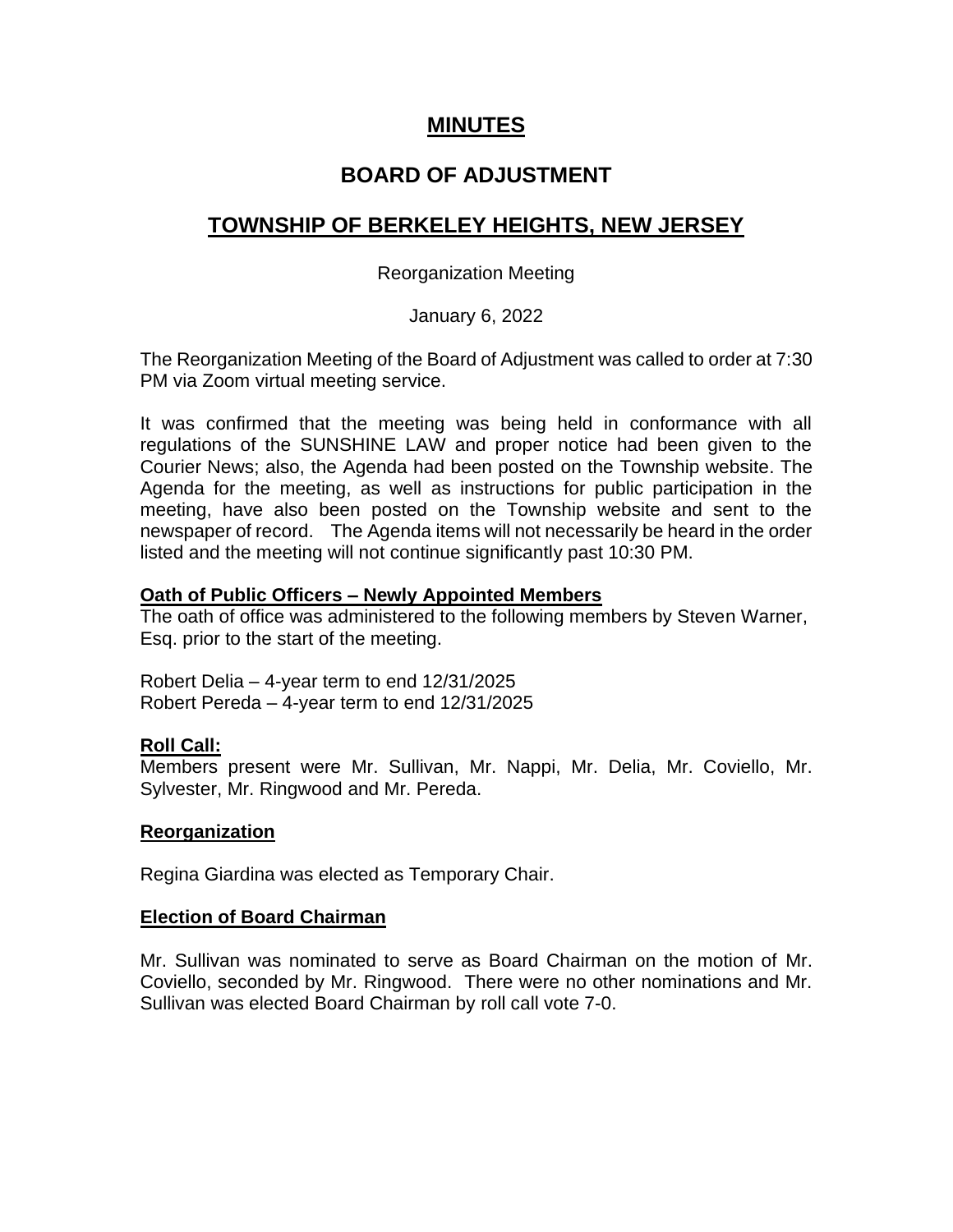# MINUTES

## BOARD OF ADJUSTMENT

## TOWNSHIP OF BERKELEY HEIGHTS, NEW JERSEY

Reorganization Meeting

January 6, 2022

The Reorganization Meeting of the Board of Adjustment was called to order at 7:30 PM via Zoom virtual meeting service.

It was confirmed that the meeting was being held in conformance with all regulations of the SUNSHINE LAW and proper notice had been given to the Courier News; also, the Agenda had been posted on the Township website. The Agenda for the meeting, as well as instructions for public participation in the meeting, have also been posted on the Township website and sent to the newspaper of record. The Agenda items will not necessarily be heard in the order listed and the meeting will not continue significantly past 10:30 PM.

**Oath of Public Officers – Newly Appointed Members**

The oath of office was administered to the following members by Steven Warner, Esq. prior to the start of the meeting.

Robert Delia – 4-year term to end 12/31/2025
Robert Pereda – 4-year term to end 12/31/2025

**Roll Call:**

Members present were Mr. Sullivan, Mr. Nappi, Mr. Delia, Mr. Coviello, Mr. Sylvester, Mr. Ringwood and Mr. Pereda.

**Reorganization**

Regina Giardina was elected as Temporary Chair.

**Election of Board Chairman**

Mr. Sullivan was nominated to serve as Board Chairman on the motion of Mr. Coviello, seconded by Mr. Ringwood. There were no other nominations and Mr. Sullivan was elected Board Chairman by roll call vote 7-0.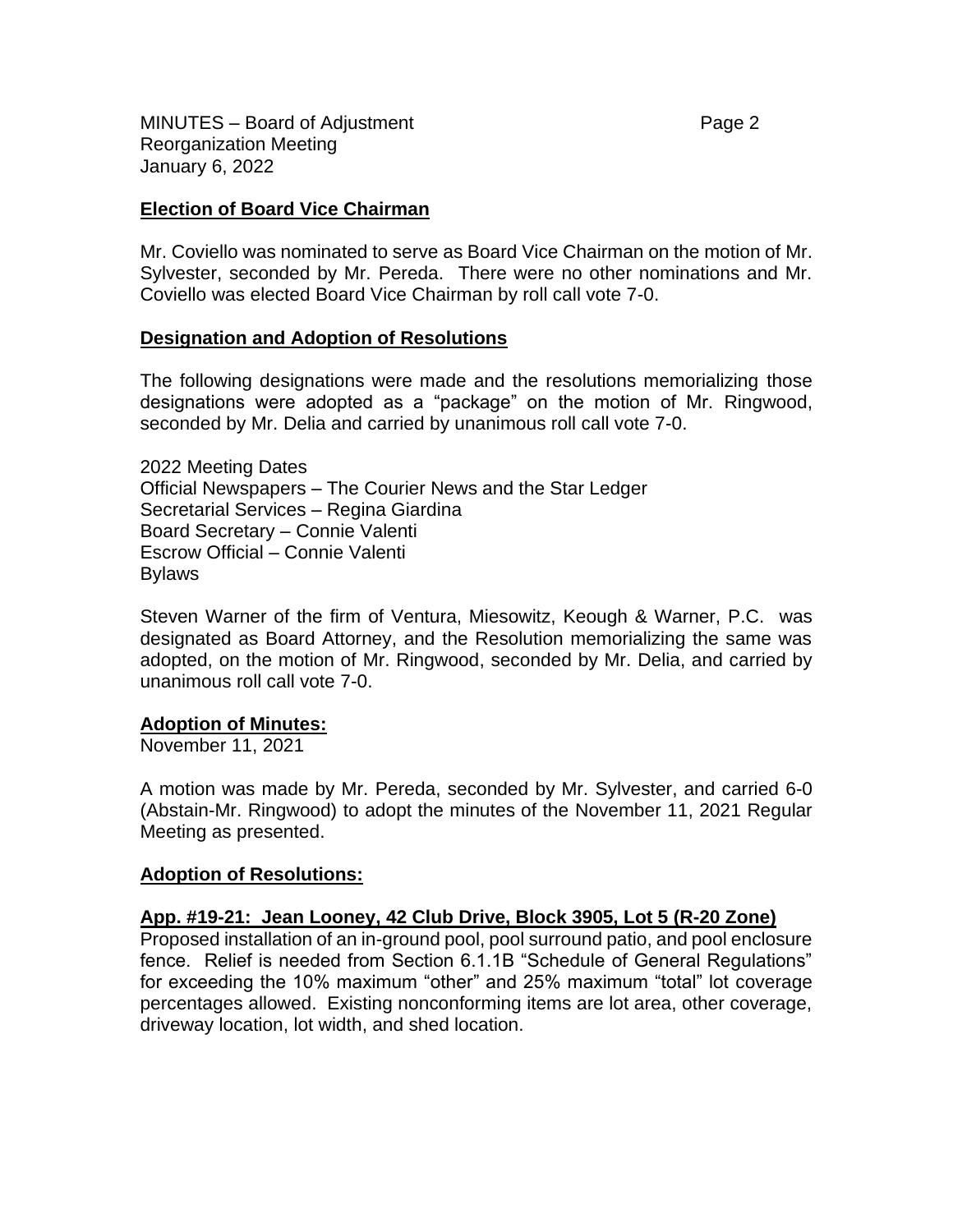## Election of Board Vice Chairman

Mr. Coviello was nominated to serve as Board Vice Chairman on the motion of Mr. Sylvester, seconded by Mr. Pereda. There were no other nominations and Mr. Coviello was elected Board Vice Chairman by roll call vote 7-0.

## Designation and Adoption of Resolutions

The following designations were made and the resolutions memorializing those designations were adopted as a "package" on the motion of Mr. Ringwood, seconded by Mr. Delia and carried by unanimous roll call vote 7-0.

2022 Meeting Dates
Official Newspapers – The Courier News and the Star Ledger
Secretarial Services – Regina Giardina
Board Secretary – Connie Valenti
Escrow Official – Connie Valenti
Bylaws

Steven Warner of the firm of Ventura, Miesowitz, Keough & Warner, P.C. was designated as Board Attorney, and the Resolution memorializing the same was adopted, on the motion of Mr. Ringwood, seconded by Mr. Delia, and carried by unanimous roll call vote 7-0.

## Adoption of Minutes:

November 11, 2021

A motion was made by Mr. Pereda, seconded by Mr. Sylvester, and carried 6-0 (Abstain-Mr. Ringwood) to adopt the minutes of the November 11, 2021 Regular Meeting as presented.

## Adoption of Resolutions:

### App. #19-21: Jean Looney, 42 Club Drive, Block 3905, Lot 5 (R-20 Zone)

Proposed installation of an in-ground pool, pool surround patio, and pool enclosure fence. Relief is needed from Section 6.1.1B "Schedule of General Regulations" for exceeding the 10% maximum "other" and 25% maximum "total" lot coverage percentages allowed. Existing nonconforming items are lot area, other coverage, driveway location, lot width, and shed location.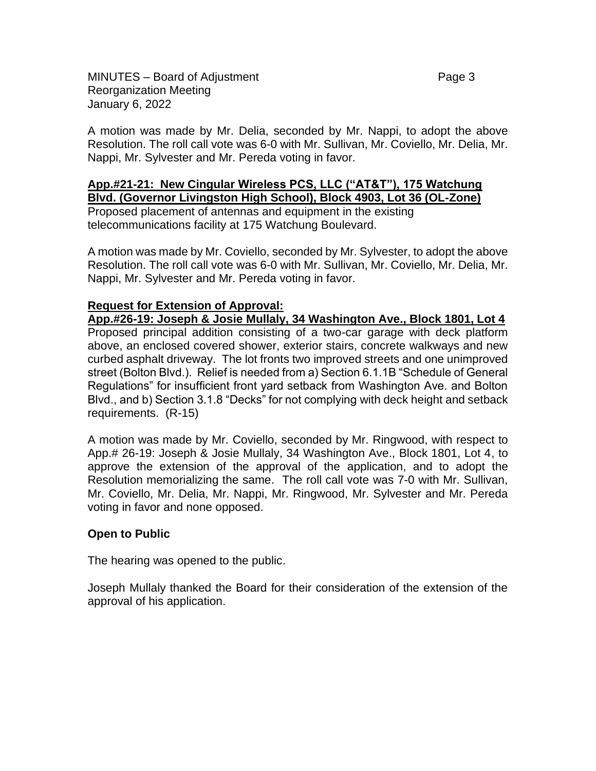A motion was made by Mr. Delia, seconded by Mr. Nappi, to adopt the above Resolution. The roll call vote was 6-0 with Mr. Sullivan, Mr. Coviello, Mr. Delia, Mr. Nappi, Mr. Sylvester and Mr. Pereda voting in favor.

**App.#21-21: New Cingular Wireless PCS, LLC ("AT&T"), 175 Watchung Blvd. (Governor Livingston High School), Block 4903, Lot 36 (OL-Zone)**

Proposed placement of antennas and equipment in the existing telecommunications facility at 175 Watchung Boulevard.

A motion was made by Mr. Coviello, seconded by Mr. Sylvester, to adopt the above Resolution. The roll call vote was 6-0 with Mr. Sullivan, Mr. Coviello, Mr. Delia, Mr. Nappi, Mr. Sylvester and Mr. Pereda voting in favor.

**Request for Extension of Approval:**

**App.#26-19: Joseph & Josie Mullaly, 34 Washington Ave., Block 1801, Lot 4**

Proposed principal addition consisting of a two-car garage with deck platform above, an enclosed covered shower, exterior stairs, concrete walkways and new curbed asphalt driveway. The lot fronts two improved streets and one unimproved street (Bolton Blvd.). Relief is needed from a) Section 6.1.1B "Schedule of General Regulations" for insufficient front yard setback from Washington Ave. and Bolton Blvd., and b) Section 3.1.8 "Decks" for not complying with deck height and setback requirements. (R-15)

A motion was made by Mr. Coviello, seconded by Mr. Ringwood, with respect to App.# 26-19: Joseph & Josie Mullaly, 34 Washington Ave., Block 1801, Lot 4, to approve the extension of the approval of the application, and to adopt the Resolution memorializing the same. The roll call vote was 7-0 with Mr. Sullivan, Mr. Coviello, Mr. Delia, Mr. Nappi, Mr. Ringwood, Mr. Sylvester and Mr. Pereda voting in favor and none opposed.

**Open to Public**

The hearing was opened to the public.

Joseph Mullaly thanked the Board for their consideration of the extension of the approval of his application.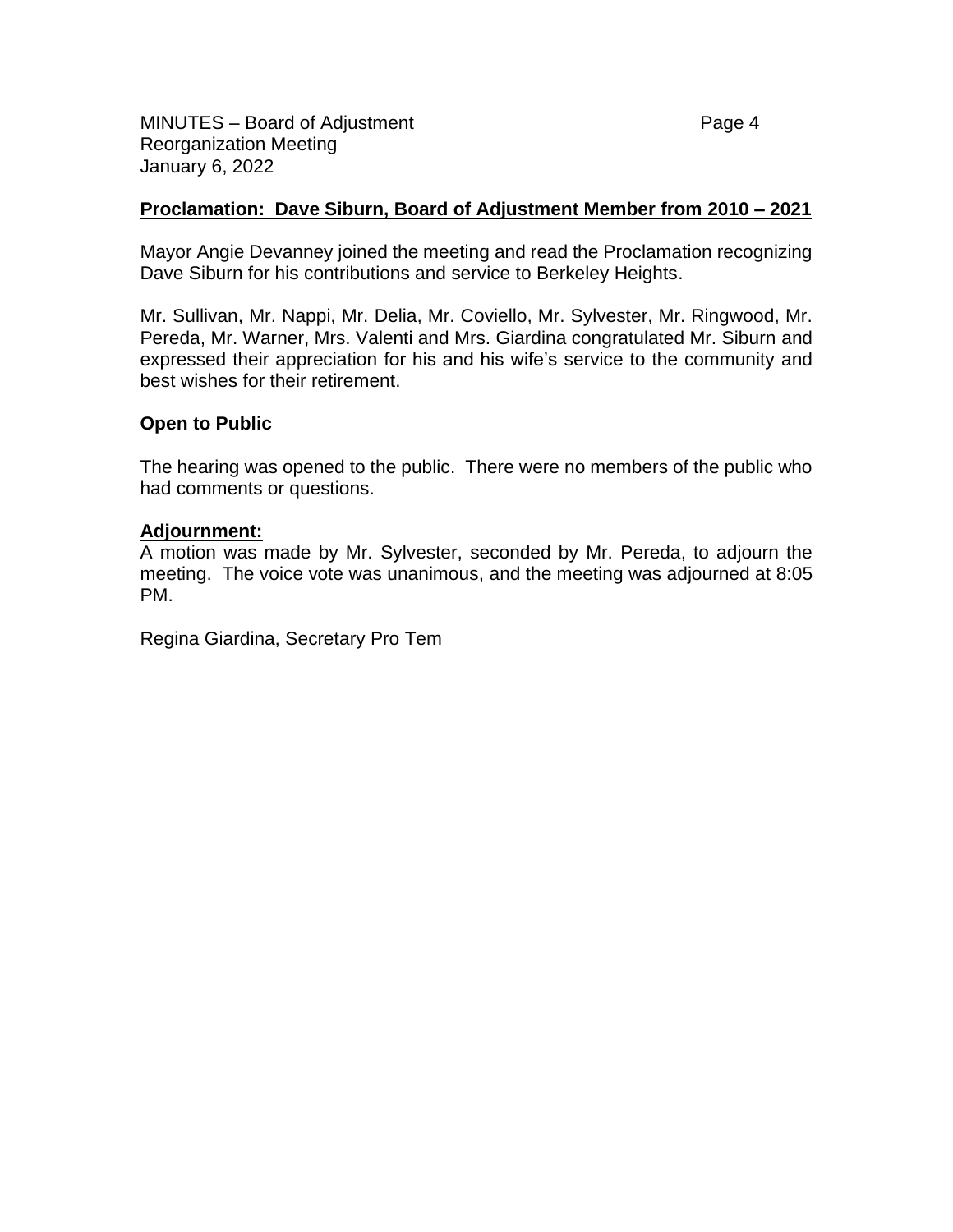**Proclamation: Dave Siburn, Board of Adjustment Member from 2010 – 2021**

Mayor Angie Devanney joined the meeting and read the Proclamation recognizing Dave Siburn for his contributions and service to Berkeley Heights.

Mr. Sullivan, Mr. Nappi, Mr. Delia, Mr. Coviello, Mr. Sylvester, Mr. Ringwood, Mr. Pereda, Mr. Warner, Mrs. Valenti and Mrs. Giardina congratulated Mr. Siburn and expressed their appreciation for his and his wife's service to the community and best wishes for their retirement.

**Open to Public**

The hearing was opened to the public. There were no members of the public who had comments or questions.

**Adjournment:**

A motion was made by Mr. Sylvester, seconded by Mr. Pereda, to adjourn the meeting. The voice vote was unanimous, and the meeting was adjourned at 8:05 PM.

Regina Giardina, Secretary Pro Tem